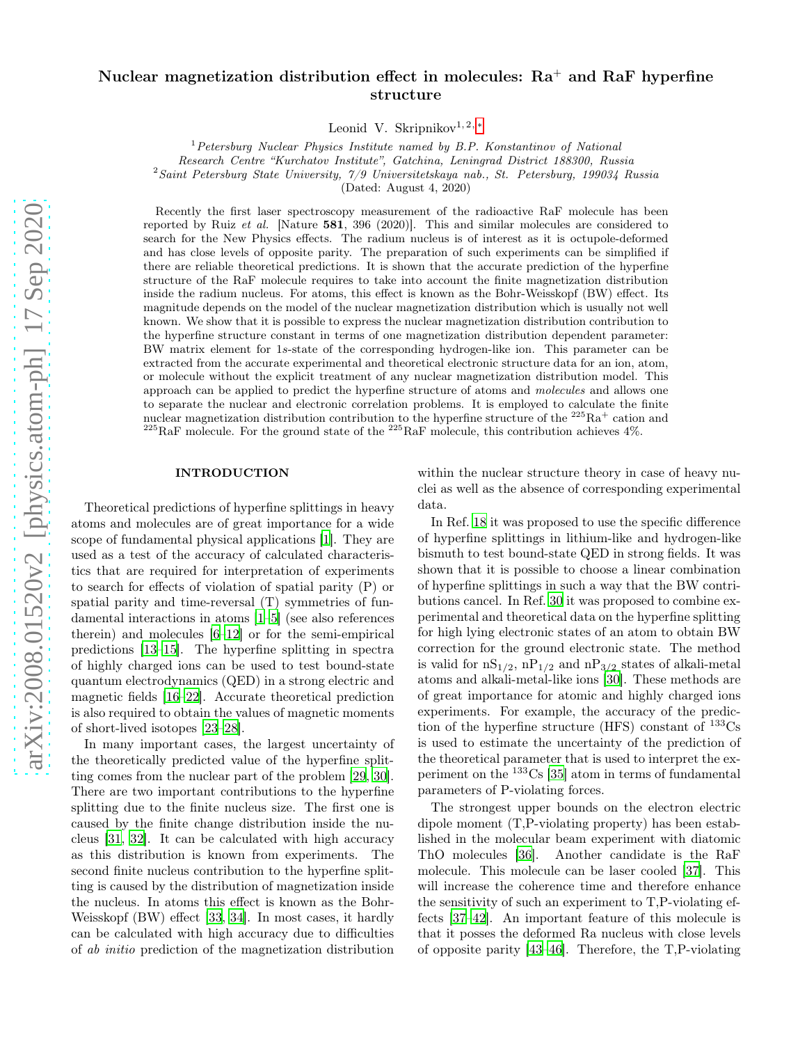# Nuclear magnetization distribution effect in molecules: $Ra^+$ and RaF hyperfine structure

Leonid V. Skripnikov[1,2,*]

[1] *Petersburg Nuclear Physics Institute named by B.P. Konstantinov of National Research Centre "Kurchatov Institute", Gatchina, Leningrad District 188300, Russia*
[2] *Saint Petersburg State University, 7/9 Universitetskaya nab., St. Petersburg, 199034 Russia*

(Dated: August 4, 2020)

Recently the first laser spectroscopy measurement of the radioactive RaF molecule has been reported by Ruiz *et al.* [Nature **581**, 396 (2020)]. This and similar molecules are considered to search for the New Physics effects. The radium nucleus is of interest as it is octupole-deformed and has close levels of opposite parity. The preparation of such experiments can be simplified if there are reliable theoretical predictions. It is shown that the accurate prediction of the hyperfine structure of the RaF molecule requires to take into account the finite magnetization distribution inside the radium nucleus. For atoms, this effect is known as the Bohr-Weisskopf (BW) effect. Its magnitude depends on the model of the nuclear magnetization distribution which is usually not well known. We show that it is possible to express the nuclear magnetization distribution contribution to the hyperfine structure constant in terms of one magnetization distribution dependent parameter: BW matrix element for $1s$-state of the corresponding hydrogen-like ion. This parameter can be extracted from the accurate experimental and theoretical electronic structure data for an ion, atom, or molecule without the explicit treatment of any nuclear magnetization distribution model. This approach can be applied to predict the hyperfine structure of atoms and *molecules* and allows one to separate the nuclear and electronic correlation problems. It is employed to calculate the finite nuclear magnetization distribution contribution to the hyperfine structure of the $^{225}Ra^+$ cation and $^{225}$RaF molecule. For the ground state of the $^{225}$RaF molecule, this contribution achieves 4%.

## INTRODUCTION

Theoretical predictions of hyperfine splittings in heavy atoms and molecules are of great importance for a wide scope of fundamental physical applications [1]. They are used as a test of the accuracy of calculated characteristics that are required for interpretation of experiments to search for effects of violation of spatial parity (P) or spatial parity and time-reversal (T) symmetries of fundamental interactions in atoms [1–5] (see also references therein) and molecules [6–12] or for the semi-empirical predictions [13–15]. The hyperfine splitting in spectra of highly charged ions can be used to test bound-state quantum electrodynamics (QED) in a strong electric and magnetic fields [16–22]. Accurate theoretical prediction is also required to obtain the values of magnetic moments of short-lived isotopes [23–28].

In many important cases, the largest uncertainty of the theoretically predicted value of the hyperfine splitting comes from the nuclear part of the problem [29, 30]. There are two important contributions to the hyperfine splitting due to the finite nucleus size. The first one is caused by the finite change distribution inside the nucleus [31, 32]. It can be calculated with high accuracy as this distribution is known from experiments. The second finite nucleus contribution to the hyperfine splitting is caused by the distribution of magnetization inside the nucleus. In atoms this effect is known as the Bohr-Weisskopf (BW) effect [33, 34]. In most cases, it hardly can be calculated with high accuracy due to difficulties of *ab initio* prediction of the magnetization distribution within the nuclear structure theory in case of heavy nuclei as well as the absence of corresponding experimental data.

In Ref. 18 it was proposed to use the specific difference of hyperfine splittings in lithium-like and hydrogen-like bismuth to test bound-state QED in strong fields. It was shown that it is possible to choose a linear combination of hyperfine splittings in such a way that the BW contributions cancel. In Ref. 30 it was proposed to combine experimental and theoretical data on the hyperfine splitting for high lying electronic states of an atom to obtain BW correction for the ground electronic state. The method is valid for $nS_{1/2}$, $nP_{1/2}$ and $nP_{3/2}$ states of alkali-metal atoms and alkali-metal-like ions [30]. These methods are of great importance for atomic and highly charged ions experiments. For example, the accuracy of the prediction of the hyperfine structure (HFS) constant of $^{133}$Cs is used to estimate the uncertainty of the prediction of the theoretical parameter that is used to interpret the experiment on the $^{133}$Cs [35] atom in terms of fundamental parameters of P-violating forces.

The strongest upper bounds on the electron electric dipole moment (T,P-violating property) has been established in the molecular beam experiment with diatomic ThO molecules [36]. Another candidate is the RaF molecule. This molecule can be laser cooled [37]. This will increase the coherence time and therefore enhance the sensitivity of such an experiment to T,P-violating effects [37–42]. An important feature of this molecule is that it posses the deformed Ra nucleus with close levels of opposite parity [43–46]. Therefore, the T,P-violating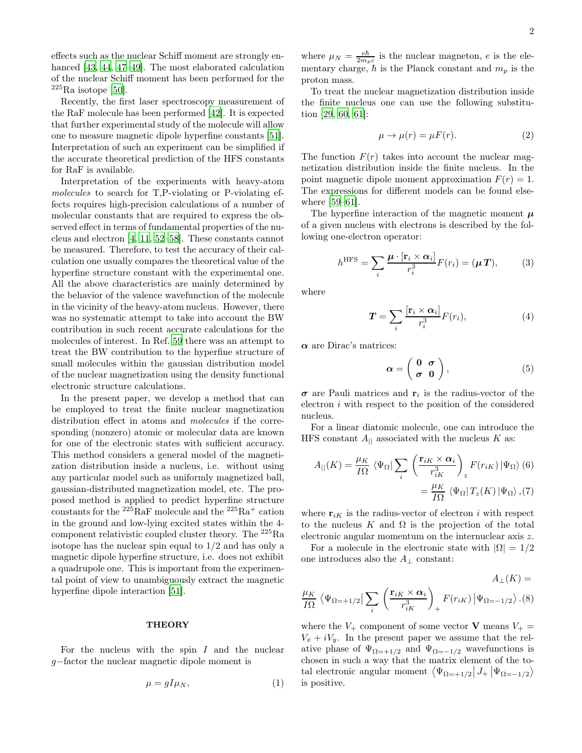effects such as the nuclear Schiff moment are strongly enhanced [43, 44, 47–49]. The most elaborated calculation of the nuclear Schiff moment has been performed for the $^{225}$Ra isotope [50].

Recently, the first laser spectroscopy measurement of the RaF molecule has been performed [42]. It is expected that further experimental study of the molecule will allow one to measure magnetic dipole hyperfine constants [51]. Interpretation of such an experiment can be simplified if the accurate theoretical prediction of the HFS constants for RaF is available.

Interpretation of the experiments with heavy-atom *molecules* to search for T,P-violating or P-violating effects requires high-precision calculations of a number of molecular constants that are required to express the observed effect in terms of fundamental properties of the nucleus and electron [4, 11, 52–58]. These constants cannot be measured. Therefore, to test the accuracy of their calculation one usually compares the theoretical value of the hyperfine structure constant with the experimental one. All the above characteristics are mainly determined by the behavior of the valence wavefunction of the molecule in the vicinity of the heavy-atom nucleus. However, there was no systematic attempt to take into account the BW contribution in such recent accurate calculations for the molecules of interest. In Ref. 59 there was an attempt to treat the BW contribution to the hyperfine structure of small molecules within the gaussian distribution model of the nuclear magnetization using the density functional electronic structure calculations.

In the present paper, we develop a method that can be employed to treat the finite nuclear magnetization distribution effect in atoms and *molecules* if the corresponding (nonzero) atomic or molecular data are known for one of the electronic states with sufficient accuracy. This method considers a general model of the magnetization distribution inside a nucleus, i.e. without using any particular model such as uniformly magnetized ball, gaussian-distributed magnetization model, etc. The proposed method is applied to predict hyperfine structure constants for the $^{225}$RaF molecule and the $^{225}$Ra$^+$ cation in the ground and low-lying excited states within the 4-component relativistic coupled cluster theory. The $^{225}$Ra isotope has the nuclear spin equal to 1/2 and has only a magnetic dipole hyperfine structure, i.e. does not exhibit a quadrupole one. This is important from the experimental point of view to unambiguously extract the magnetic hyperfine dipole interaction [51].

## THEORY

For the nucleus with the spin $I$ and the nuclear $g-$factor the nuclear magnetic dipole moment is

$$\mu = gI\mu_N, \tag{1}$$

where $\mu_N = \frac{e\hbar}{2m_pc}$ is the nuclear magneton, $e$ is the elementary charge, $\hbar$ is the Planck constant and $m_p$ is the proton mass.

To treat the nuclear magnetization distribution inside the finite nucleus one can use the following substitution [29, 60, 61]:

$$\mu \rightarrow \mu(r) = \mu F(r). \tag{2}$$

The function $F(r)$ takes into account the nuclear magnetization distribution inside the finite nucleus. In the point magnetic dipole moment approximation $F(r) = 1$. The expressions for different models can be found elsewhere [59–61].

The hyperfine interaction of the magnetic moment $\boldsymbol{\mu}$ of a given nucleus with electrons is described by the following one-electron operator:

$$h^{\rm HFS} = \sum_i \frac{\boldsymbol{\mu}\cdot[\mathbf{r}_i \times \boldsymbol{\alpha}_i]}{r_i^3}F(r_i) = (\boldsymbol{\mu}\,\boldsymbol{T}), \tag{3}$$

where

$$\boldsymbol{T} = \sum_i \frac{[\mathbf{r}_i \times \boldsymbol{\alpha}_i]}{r_i^3}F(r_i), \tag{4}$$

$\boldsymbol{\alpha}$ are Dirac's matrices:

$$\boldsymbol{\alpha} = \begin{pmatrix} \mathbf{0} & \boldsymbol{\sigma} \\ \boldsymbol{\sigma} & \mathbf{0} \end{pmatrix}, \tag{5}$$

$\boldsymbol{\sigma}$ are Pauli matrices and $\mathbf{r}_i$ is the radius-vector of the electron $i$ with respect to the position of the considered nucleus.

For a linear diatomic molecule, one can introduce the HFS constant $A_{||}$ associated with the nucleus $K$ as:

$$A_{||}(K) = \frac{\mu_K}{I\Omega}\left\langle\Psi_\Omega\right|\sum_i\left(\frac{\mathbf{r}_{iK}\times\boldsymbol{\alpha}_i}{r_{iK}^3}\right)_z F(r_{iK})\left|\Psi_\Omega\right\rangle \tag{6}$$

$$= \frac{\mu_K}{I\Omega}\left\langle\Psi_\Omega\right|T_z(K)\left|\Psi_\Omega\right\rangle, \tag{7}$$

where $\mathbf{r}_{iK}$ is the radius-vector of electron $i$ with respect to the nucleus $K$ and $\Omega$ is the projection of the total electronic angular momentum on the internuclear axis $z$.

For a molecule in the electronic state with $|\Omega| = 1/2$ one introduces also the $A_\perp$ constant:

$$A_\perp(K) = \frac{\mu_K}{I\Omega}\left\langle\Psi_{\Omega=+1/2}\right|\sum_i\left(\frac{\mathbf{r}_{iK}\times\boldsymbol{\alpha}_i}{r_{iK}^3}\right)_+ F(r_{iK})\left|\Psi_{\Omega=-1/2}\right\rangle. \tag{8}$$

where the $V_+$ component of some vector $\mathbf{V}$ means $V_+ = V_x + iV_y$. In the present paper we assume that the relative phase of $\Psi_{\Omega=+1/2}$ and $\Psi_{\Omega=-1/2}$ wavefunctions is chosen in such a way that the matrix element of the total electronic angular moment $\left\langle\Psi_{\Omega=+1/2}\right|J_+\left|\Psi_{\Omega=-1/2}\right\rangle$ is positive.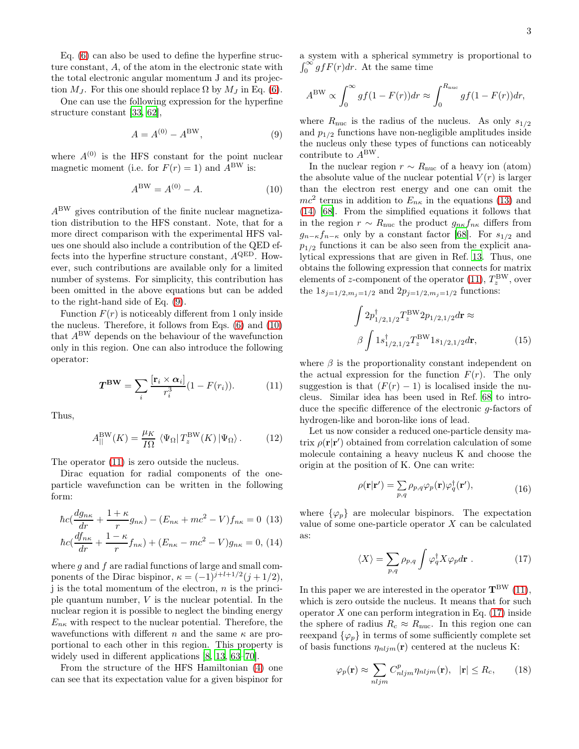Eq. (6) can also be used to define the hyperfine structure constant, $A$, of the atom in the electronic state with the total electronic angular momentum J and its projection $M_J$. For this one should replace $\Omega$ by $M_J$ in Eq. (6).

One can use the following expression for the hyperfine structure constant [33, 62],

$$A = A^{(0)} - A^{\rm BW}, \tag{9}$$

where $A^{(0)}$ is the HFS constant for the point nuclear magnetic moment (i.e. for $F(r) = 1$) and $A^{\rm BW}$ is:

$$A^{\rm BW} = A^{(0)} - A. \tag{10}$$

$A^{\rm BW}$ gives contribution of the finite nuclear magnetization distribution to the HFS constant. Note, that for a more direct comparison with the experimental HFS values one should also include a contribution of the QED effects into the hyperfine structure constant, $A^{\rm QED}$. However, such contributions are available only for a limited number of systems. For simplicity, this contribution has been omitted in the above equations but can be added to the right-hand side of Eq. (9).

Function $F(r)$ is noticeably different from 1 only inside the nucleus. Therefore, it follows from Eqs. (6) and (10) that $A^{\rm BW}$ depends on the behaviour of the wavefunction only in this region. One can also introduce the following operator:

$$\boldsymbol{T}^{\mathbf{BW}} = \sum_i \frac{[\mathbf{r}_i \times \boldsymbol{\alpha}_i]}{r_i^3}(1 - F(r_i)). \tag{11}$$

Thus,

$$A_{||}^{\rm BW}(K) = \frac{\mu_K}{I\Omega} \left\langle \Psi_\Omega \right| T_z^{\rm BW}(K) \left| \Psi_\Omega \right\rangle. \tag{12}$$

The operator (11) is zero outside the nucleus.

Dirac equation for radial components of the one-particle wavefunction can be written in the following form:

$$\hbar c\Big(\frac{dg_{n\kappa}}{dr} + \frac{1+\kappa}{r} g_{n\kappa}\Big) - (E_{n\kappa} + mc^2 - V) f_{n\kappa} = 0 \tag{13}$$

$$\hbar c\Big(\frac{df_{n\kappa}}{dr} + \frac{1-\kappa}{r} f_{n\kappa}\Big) + (E_{n\kappa} - mc^2 - V) g_{n\kappa} = 0, \tag{14}$$

where $g$ and $f$ are radial functions of large and small components of the Dirac bispinor, $\kappa = (-1)^{j+l+1/2}(j + 1/2)$, j is the total momentum of the electron, $n$ is the principle quantum number, $V$ is the nuclear potential. In the nuclear region it is possible to neglect the binding energy $E_{n\kappa}$ with respect to the nuclear potential. Therefore, the wavefunctions with different $n$ and the same $\kappa$ are proportional to each other in this region. This property is widely used in different applications [8, 13, 63–70].

From the structure of the HFS Hamiltonian (4) one can see that its expectation value for a given bispinor for a system with a spherical symmetry is proportional to $\int_0^\infty gfF(r)dr$. At the same time

$$A^{\rm BW} \propto \int_0^\infty gf(1 - F(r))dr \approx \int_0^{R_{\rm nuc}} gf(1 - F(r))dr,$$

where $R_{\rm nuc}$ is the radius of the nucleus. As only $s_{1/2}$ and $p_{1/2}$ functions have non-negligible amplitudes inside the nucleus only these types of functions can noticeably contribute to $A^{\rm BW}$.

In the nuclear region $r \sim R_{\rm nuc}$ of a heavy ion (atom) the absolute value of the nuclear potential $V(r)$ is larger than the electron rest energy and one can omit the $mc^2$ terms in addition to $E_{n\kappa}$ in the equations (13) and (14) [68]. From the simplified equations it follows that in the region $r \sim R_{\rm nuc}$ the product $g_{n\kappa} f_{n\kappa}$ differs from $g_{n-\kappa} f_{n-\kappa}$ only by a constant factor [68]. For $s_{1/2}$ and $p_{1/2}$ functions it can be also seen from the explicit analytical expressions that are given in Ref. 13. Thus, one obtains the following expression that connects for matrix elements of $z$-component of the operator (11), $T_z^{\rm BW}$, over the $1s_{j=1/2,m_j=1/2}$ and $2p_{j=1/2,m_j=1/2}$ functions:

$$\int 2p_{1/2,1/2}^\dagger T_z^{\rm BW} 2p_{1/2,1/2} d\mathbf{r} \approx \beta \int 1s_{1/2,1/2}^\dagger T_z^{\rm BW} 1s_{1/2,1/2} d\mathbf{r}, \tag{15}$$

where $\beta$ is the proportionality constant independent on the actual expression for the function $F(r)$. The only suggestion is that $(F(r) - 1)$ is localised inside the nucleus. Similar idea has been used in Ref. 68 to introduce the specific difference of the electronic $g$-factors of hydrogen-like and boron-like ions of lead.

Let us now consider a reduced one-particle density matrix $\rho(\mathbf{r}|\mathbf{r}')$ obtained from correlation calculation of some molecule containing a heavy nucleus K and choose the origin at the position of K. One can write:

$$\rho(\mathbf{r}|\mathbf{r}') = \sum_{p,q} \rho_{p,q} \varphi_p(\mathbf{r}) \varphi_q^\dagger(\mathbf{r}'), \tag{16}$$

where $\{\varphi_p\}$ are molecular bispinors. The expectation value of some one-particle operator $X$ can be calculated as:

$$\langle X \rangle = \sum_{p,q} \rho_{p,q} \int \varphi_q^\dagger X \varphi_p d\mathbf{r} \ . \tag{17}$$

In this paper we are interested in the operator $\mathbf{T}^{\rm BW}$ (11), which is zero outside the nucleus. It means that for such operator $X$ one can perform integration in Eq. (17) inside the sphere of radius $R_c \approx R_{\rm nuc}$. In this region one can reexpand $\{\varphi_p\}$ in terms of some sufficiently complete set of basis functions $\eta_{nljm}(\mathbf{r})$ centered at the nucleus K:

$$\varphi_p(\mathbf{r}) \approx \sum_{nljm} C_{nljm}^p \eta_{nljm}(\mathbf{r}), \quad |\mathbf{r}| \le R_c, \tag{18}$$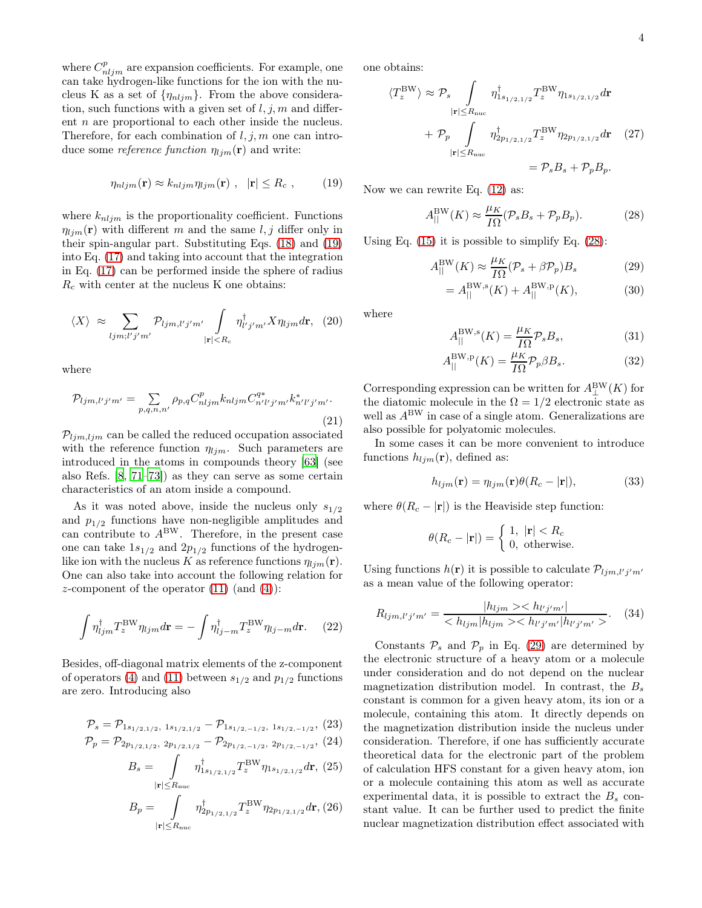where $C^p_{nljm}$ are expansion coefficients. For example, one can take hydrogen-like functions for the ion with the nucleus K as a set of $\{\eta_{nljm}\}$. From the above consideration, such functions with a given set of $l, j, m$ and different $n$ are proportional to each other inside the nucleus. Therefore, for each combination of $l, j, m$ one can introduce some *reference function* $\eta_{ljm}(\mathbf{r})$ and write:

$$\eta_{nljm}(\mathbf{r}) \approx k_{nljm}\eta_{ljm}(\mathbf{r}) \ , \quad |\mathbf{r}| \le R_c \ , \tag{19}$$

where $k_{nljm}$ is the proportionality coefficient. Functions $\eta_{ljm}(\mathbf{r})$ with different $m$ and the same $l, j$ differ only in their spin-angular part. Substituting Eqs. (18) and (19) into Eq. (17) and taking into account that the integration in Eq. (17) can be performed inside the sphere of radius $R_c$ with center at the nucleus K one obtains:

$$\langle X \rangle \ \approx \sum_{ljm;l'j'm'} \mathcal{P}_{ljm,l'j'm'} \int\limits_{|\mathbf{r}|<R_c} \eta^{\dagger}_{l'j'm'} X \eta_{ljm} d\mathbf{r}, \tag{20}$$

where

$$\mathcal{P}_{ljm,l'j'm'} = \sum_{p,q,n,n'} \rho_{p,q} C^p_{nljm} k_{nljm} C^{q*}_{n'l'j'm'} k^*_{n'l'j'm'}. \tag{21}$$

$\mathcal{P}_{ljm,ljm}$ can be called the reduced occupation associated with the reference function $\eta_{ljm}$. Such parameters are introduced in the atoms in compounds theory [63] (see also Refs. [8, 71–73]) as they can serve as some certain characteristics of an atom inside a compound.

As it was noted above, inside the nucleus only $s_{1/2}$ and $p_{1/2}$ functions have non-negligible amplitudes and can contribute to $A^{\rm BW}$. Therefore, in the present case one can take $1s_{1/2}$ and $2p_{1/2}$ functions of the hydrogen-like ion with the nucleus $K$ as reference functions $\eta_{ljm}(\mathbf{r})$. One can also take into account the following relation for $z$-component of the operator (11) (and (4)):

$$\int \eta^{\dagger}_{ljm} T^{\rm BW}_z \eta_{ljm} d\mathbf{r} = -\int \eta^{\dagger}_{lj-m} T^{\rm BW}_z \eta_{lj-m} d\mathbf{r}. \tag{22}$$

Besides, off-diagonal matrix elements of the z-component of operators (4) and (11) between $s_{1/2}$ and $p_{1/2}$ functions are zero. Introducing also

$$\mathcal{P}_s = \mathcal{P}_{1s_{1/2,1/2},\ 1s_{1/2,1/2}} - \mathcal{P}_{1s_{1/2,-1/2},\ 1s_{1/2,-1/2}}, \tag{23}$$

$$\mathcal{P}_p = \mathcal{P}_{2p_{1/2,1/2},\ 2p_{1/2,1/2}} - \mathcal{P}_{2p_{1/2,-1/2},\ 2p_{1/2,-1/2}}, \tag{24}$$

$$B_s = \int\limits_{|\mathbf{r}|\le R_{\rm nuc}} \eta^{\dagger}_{1s_{1/2,1/2}} T^{\rm BW}_z \eta_{1s_{1/2,1/2}} d\mathbf{r}, \tag{25}$$

$$B_p = \int\limits_{|\mathbf{r}|\le R_{\rm nuc}} \eta^{\dagger}_{2p_{1/2,1/2}} T^{\rm BW}_z \eta_{2p_{1/2,1/2}} d\mathbf{r}, \tag{26}$$

one obtains:

$$\begin{aligned}\langle T^{\rm BW}_z \rangle \approx \mathcal{P}_s & \int\limits_{|\mathbf{r}|\le R_{\rm nuc}} \eta^{\dagger}_{1s_{1/2,1/2}} T^{\rm BW}_z \eta_{1s_{1/2,1/2}} d\mathbf{r} \\ &+ \mathcal{P}_p \int\limits_{|\mathbf{r}|\le R_{\rm nuc}} \eta^{\dagger}_{2p_{1/2,1/2}} T^{\rm BW}_z \eta_{2p_{1/2,1/2}} d\mathbf{r} \\ &= \mathcal{P}_s B_s + \mathcal{P}_p B_p.\end{aligned} \tag{27}$$

Now we can rewrite Eq. (12) as:

$$A^{\rm BW}_{||}(K) \approx \frac{\mu_K}{I\Omega}(\mathcal{P}_s B_s + \mathcal{P}_p B_p). \tag{28}$$

Using Eq. (15) it is possible to simplify Eq. (28):

$$A^{\rm BW}_{||}(K) \approx \frac{\mu_K}{I\Omega}(\mathcal{P}_s + \beta\mathcal{P}_p) B_s \tag{29}$$

$$= A^{\rm BW,s}_{||}(K) + A^{\rm BW,p}_{||}(K), \tag{30}$$

where

$$A^{\rm BW,s}_{||}(K) = \frac{\mu_K}{I\Omega}\mathcal{P}_s B_s, \tag{31}$$

$$A^{\rm BW,p}_{||}(K) = \frac{\mu_K}{I\Omega}\mathcal{P}_p \beta B_s. \tag{32}$$

Corresponding expression can be written for $A^{\rm BW}_{\perp}(K)$ for the diatomic molecule in the $\Omega = 1/2$ electronic state as well as $A^{\rm BW}$ in case of a single atom. Generalizations are also possible for polyatomic molecules.

In some cases it can be more convenient to introduce functions $h_{ljm}(\mathbf{r})$, defined as:

$$h_{ljm}(\mathbf{r}) = \eta_{ljm}(\mathbf{r})\theta(R_c - |\mathbf{r}|), \tag{33}$$

where $\theta(R_c - |\mathbf{r}|)$ is the Heaviside step function:

$$\theta(R_c - |\mathbf{r}|) = \begin{cases} 1, & |\mathbf{r}| < R_c \\ 0, & \text{otherwise.} \end{cases}$$

Using functions $h(\mathbf{r})$ it is possible to calculate $\mathcal{P}_{ljm,l'j'm'}$ as a mean value of the following operator:

$$R_{ljm,l'j'm'} = \frac{|h_{ljm}><h_{l'j'm'}|}{<h_{ljm}|h_{ljm}><h_{l'j'm'}|h_{l'j'm'}>}. \tag{34}$$

Constants $\mathcal{P}_s$ and $\mathcal{P}_p$ in Eq. (29) are determined by the electronic structure of a heavy atom or a molecule under consideration and do not depend on the nuclear magnetization distribution model. In contrast, the $B_s$ constant is common for a given heavy atom, its ion or a molecule, containing this atom. It directly depends on the magnetization distribution inside the nucleus under consideration. Therefore, if one has sufficiently accurate theoretical data for the electronic part of the problem of calculation HFS constant for a given heavy atom, ion or a molecule containing this atom as well as accurate experimental data, it is possible to extract the $B_s$ constant value. It can be further used to predict the finite nuclear magnetization distribution effect associated with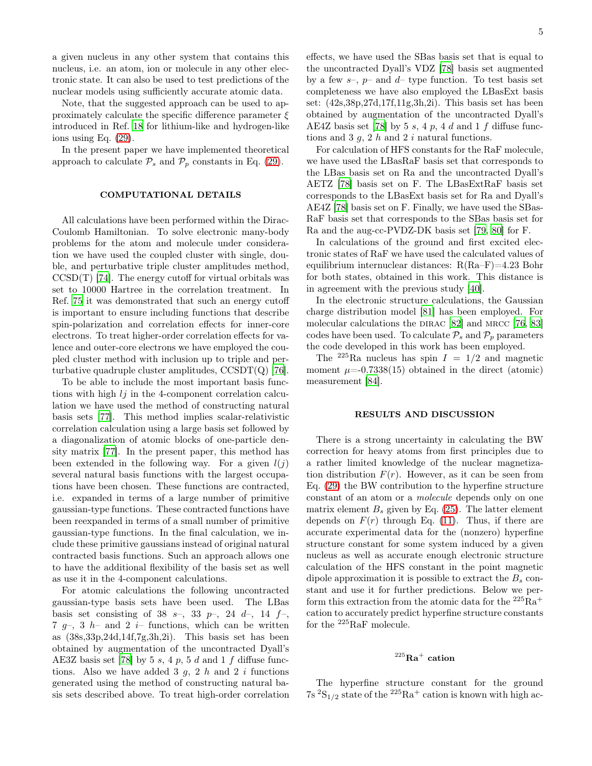a given nucleus in any other system that contains this nucleus, i.e. an atom, ion or molecule in any other electronic state. It can also be used to test predictions of the nuclear models using sufficiently accurate atomic data.

Note, that the suggested approach can be used to approximately calculate the specific difference parameter $\xi$ introduced in Ref. [18] for lithium-like and hydrogen-like ions using Eq. (29).

In the present paper we have implemented theoretical approach to calculate $\mathcal{P}_s$ and $\mathcal{P}_p$ constants in Eq. (29).

## COMPUTATIONAL DETAILS

All calculations have been performed within the Dirac-Coulomb Hamiltonian. To solve electronic many-body problems for the atom and molecule under consideration we have used the coupled cluster with single, double, and perturbative triple cluster amplitudes method, CCSD(T) [74]. The energy cutoff for virtual orbitals was set to 10000 Hartree in the correlation treatment. In Ref. [75] it was demonstrated that such an energy cutoff is important to ensure including functions that describe spin-polarization and correlation effects for inner-core electrons. To treat higher-order correlation effects for valence and outer-core electrons we have employed the coupled cluster method with inclusion up to triple and perturbative quadruple cluster amplitudes, CCSDT(Q) [76].

To be able to include the most important basis functions with high $lj$ in the 4-component correlation calculation we have used the method of constructing natural basis sets [77]. This method implies scalar-relativistic correlation calculation using a large basis set followed by a diagonalization of atomic blocks of one-particle density matrix [77]. In the present paper, this method has been extended in the following way. For a given $l(j)$ several natural basis functions with the largest occupations have been chosen. These functions are contracted, i.e. expanded in terms of a large number of primitive gaussian-type functions. These contracted functions have been reexpanded in terms of a small number of primitive gaussian-type functions. In the final calculation, we include these primitive gaussians instead of original natural contracted basis functions. Such an approach allows one to have the additional flexibility of the basis set as well as use it in the 4-component calculations.

For atomic calculations the following uncontracted gaussian-type basis sets have been used. The LBas basis set consisting of 38 $s$–, 33 $p$–, 24 $d$–, 14 $f$–, 7 $g$–, 3 $h$– and 2 $i$– functions, which can be written as (38s,33p,24d,14f,7g,3h,2i). This basis set has been obtained by augmentation of the uncontracted Dyall's AE3Z basis set [78] by 5 $s$, 4 $p$, 5 $d$ and 1 $f$ diffuse functions. Also we have added 3 $g$, 2 $h$ and 2 $i$ functions generated using the method of constructing natural basis sets described above. To treat high-order correlation effects, we have used the SBas basis set that is equal to the uncontracted Dyall's VDZ [78] basis set augmented by a few $s$–, $p$– and $d$– type function. To test basis set completeness we have also employed the LBasExt basis set: (42s,38p,27d,17f,11g,3h,2i). This basis set has been obtained by augmentation of the uncontracted Dyall's AE4Z basis set [78] by 5 $s$, 4 $p$, 4 $d$ and 1 $f$ diffuse functions and 3 $g$, 2 $h$ and 2 $i$ natural functions.

For calculation of HFS constants for the RaF molecule, we have used the LBasRaF basis set that corresponds to the LBas basis set on Ra and the uncontracted Dyall's AETZ [78] basis set on F. The LBasExtRaF basis set corresponds to the LBasExt basis set for Ra and Dyall's AE4Z [78] basis set on F. Finally, we have used the SBasRaF basis set that corresponds to the SBas basis set for Ra and the aug-cc-PVDZ-DK basis set [79, 80] for F.

In calculations of the ground and first excited electronic states of RaF we have used the calculated values of equilibrium internuclear distances: R(Ra–F)=4.23 Bohr for both states, obtained in this work. This distance is in agreement with the previous study [40].

In the electronic structure calculations, the Gaussian charge distribution model [81] has been employed. For molecular calculations the DIRAC [82] and MRCC [76, 83] codes have been used. To calculate $\mathcal{P}_s$ and $\mathcal{P}_p$ parameters the code developed in this work has been employed.

The $^{225}$Ra nucleus has spin $I = 1/2$ and magnetic moment $\mu$=-0.7338(15) obtained in the direct (atomic) measurement [84].

## RESULTS AND DISCUSSION

There is a strong uncertainty in calculating the BW correction for heavy atoms from first principles due to a rather limited knowledge of the nuclear magnetization distribution $F(r)$. However, as it can be seen from Eq. (29) the BW contribution to the hyperfine structure constant of an atom or a *molecule* depends only on one matrix element $B_s$ given by Eq. (25). The latter element depends on $F(r)$ through Eq. (11). Thus, if there are accurate experimental data for the (nonzero) hyperfine structure constant for some system induced by a given nucleus as well as accurate enough electronic structure calculation of the HFS constant in the point magnetic dipole approximation it is possible to extract the $B_s$ constant and use it for further predictions. Below we perform this extraction from the atomic data for the $^{225}$Ra$^+$ cation to accurately predict hyperfine structure constants for the $^{225}$RaF molecule.

### $^{225}$Ra$^+$ cation

The hyperfine structure constant for the ground 7s $^2$S$_{1/2}$ state of the $^{225}$Ra$^+$ cation is known with high ac-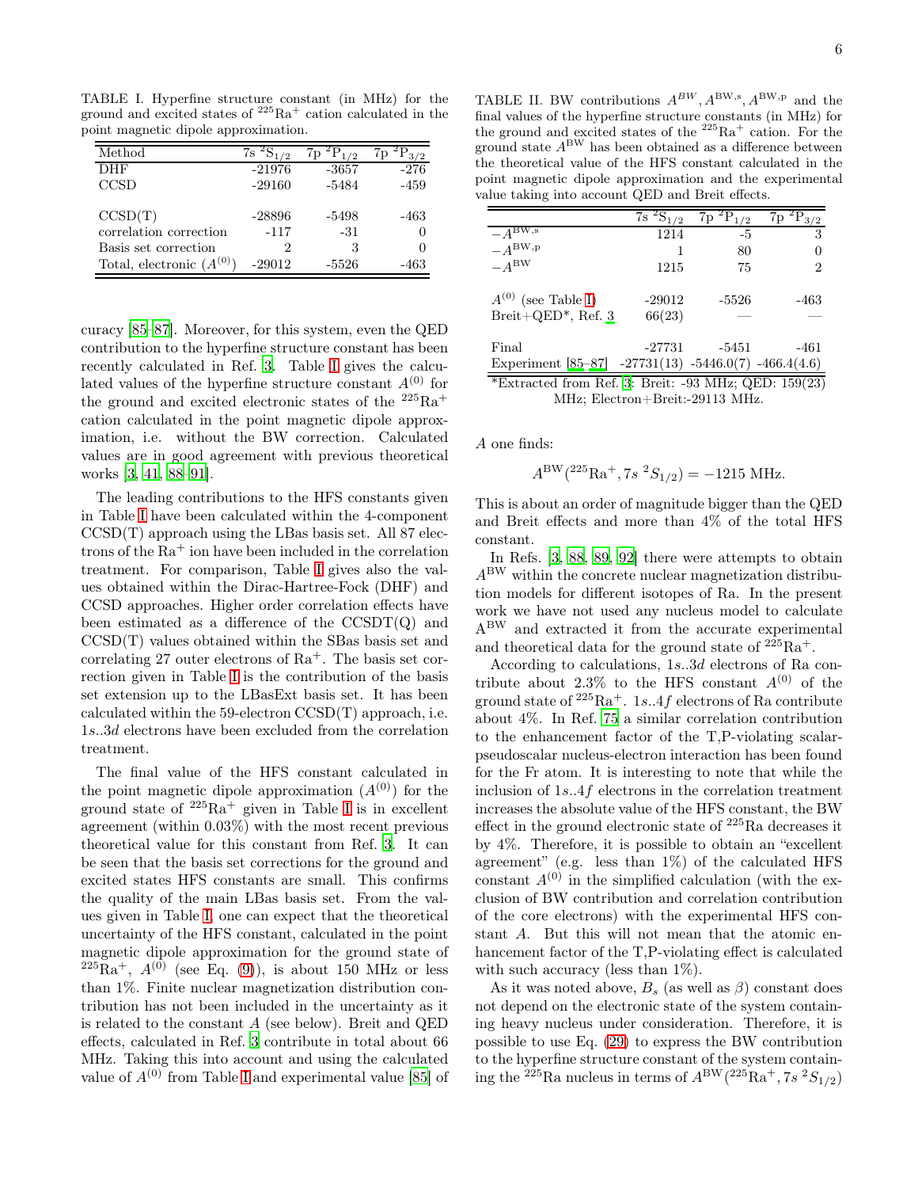TABLE I. Hyperfine structure constant (in MHz) for the ground and excited states of $^{225}$Ra$^+$ cation calculated in the point magnetic dipole approximation.

| Method | 7s $^2$S$_{1/2}$ | 7p $^2$P$_{1/2}$ | 7p $^2$P$_{3/2}$ |
|---|---|---|---|
| DHF | -21976 | -3657 | -276 |
| CCSD | -29160 | -5484 | -459 |
| CCSD(T) | -28896 | -5498 | -463 |
| correlation correction | -117 | -31 | 0 |
| Basis set correction | 2 | 3 | 0 |
| Total, electronic ($A^{(0)}$) | -29012 | -5526 | -463 |

curacy [85–87]. Moreover, for this system, even the QED contribution to the hyperfine structure constant has been recently calculated in Ref. 3. Table I gives the calculated values of the hyperfine structure constant $A^{(0)}$ for the ground and excited electronic states of the $^{225}$Ra$^+$ cation calculated in the point magnetic dipole approximation, i.e. without the BW correction. Calculated values are in good agreement with previous theoretical works [3, 41, 88–91].

The leading contributions to the HFS constants given in Table I have been calculated within the 4-component CCSD(T) approach using the LBas basis set. All 87 electrons of the Ra$^+$ ion have been included in the correlation treatment. For comparison, Table I gives also the values obtained within the Dirac-Hartree-Fock (DHF) and CCSD approaches. Higher order correlation effects have been estimated as a difference of the CCSDT(Q) and CCSD(T) values obtained within the SBas basis set and correlating 27 outer electrons of Ra$^+$. The basis set correction given in Table I is the contribution of the basis set extension up to the LBasExt basis set. It has been calculated within the 59-electron CCSD(T) approach, i.e. $1s..3d$ electrons have been excluded from the correlation treatment.

The final value of the HFS constant calculated in the point magnetic dipole approximation ($A^{(0)}$) for the ground state of $^{225}$Ra$^+$ given in Table I is in excellent agreement (within 0.03%) with the most recent previous theoretical value for this constant from Ref. 3. It can be seen that the basis set corrections for the ground and excited states HFS constants are small. This confirms the quality of the main LBas basis set. From the values given in Table I, one can expect that the theoretical uncertainty of the HFS constant, calculated in the point magnetic dipole approximation for the ground state of $^{225}$Ra$^+$, $A^{(0)}$ (see Eq. (9)), is about 150 MHz or less than 1%. Finite nuclear magnetization distribution contribution has not been included in the uncertainty as it is related to the constant $A$ (see below). Breit and QED effects, calculated in Ref. 3 contribute in total about 66 MHz. Taking this into account and using the calculated value of $A^{(0)}$ from Table I and experimental value [85] of $A$ one finds:

$$A^{\mathrm{BW}}(^{225}\mathrm{Ra}^+, 7s\ ^2S_{1/2}) = -1215 \text{ MHz}.$$

TABLE II. BW contributions $A^{BW}, A^{\mathrm{BW,s}}, A^{\mathrm{BW,p}}$ and the final values of the hyperfine structure constants (in MHz) for the ground and excited states of the $^{225}$Ra$^+$ cation. For the ground state $A^{\mathrm{BW}}$ has been obtained as a difference between the theoretical value of the HFS constant calculated in the point magnetic dipole approximation and the experimental value taking into account QED and Breit effects.

| | 7s $^2$S$_{1/2}$ | 7p $^2$P$_{1/2}$ | 7p $^2$P$_{3/2}$ |
|---|---|---|---|
| $-A^{\mathrm{BW,s}}$ | 1214 | -5 | 3 |
| $-A^{\mathrm{BW,p}}$ | 1 | 80 | 0 |
| $-A^{\mathrm{BW}}$ | 1215 | 75 | 2 |
| $A^{(0)}$ (see Table I) | -29012 | -5526 | -463 |
| Breit+QED*, Ref. 3 | 66(23) | — | — |
| Final | -27731 | -5451 | -461 |
| Experiment [85–87] | -27731(13) | -5446.0(7) | -466.4(4.6) |

*Extracted from Ref. 3: Breit: -93 MHz; QED: 159(23) MHz; Electron+Breit:-29113 MHz.

This is about an order of magnitude bigger than the QED and Breit effects and more than 4% of the total HFS constant.

In Refs. [3, 88, 89, 92] there were attempts to obtain $A^{\mathrm{BW}}$ within the concrete nuclear magnetization distribution models for different isotopes of Ra. In the present work we have not used any nucleus model to calculate $A^{\mathrm{BW}}$ and extracted it from the accurate experimental and theoretical data for the ground state of $^{225}$Ra$^+$.

According to calculations, $1s..3d$ electrons of Ra contribute about 2.3% to the HFS constant $A^{(0)}$ of the ground state of $^{225}$Ra$^+$. $1s..4f$ electrons of Ra contribute about 4%. In Ref. 75 a similar correlation contribution to the enhancement factor of the T,P-violating scalar-pseudoscalar nucleus-electron interaction has been found for the Fr atom. It is interesting to note that while the inclusion of $1s..4f$ electrons in the correlation treatment increases the absolute value of the HFS constant, the BW effect in the ground electronic state of $^{225}$Ra decreases it by 4%. Therefore, it is possible to obtain an "excellent agreement" (e.g. less than 1%) of the calculated HFS constant $A^{(0)}$ in the simplified calculation (with the exclusion of BW contribution and correlation contribution of the core electrons) with the experimental HFS constant $A$. But this will not mean that the atomic enhancement factor of the T,P-violating effect is calculated with such accuracy (less than 1%).

As it was noted above, $B_s$ (as well as $\beta$) constant does not depend on the electronic state of the system containing heavy nucleus under consideration. Therefore, it is possible to use Eq. (29) to express the BW contribution to the hyperfine structure constant of the system containing the $^{225}$Ra nucleus in terms of $A^{\mathrm{BW}}(^{225}\mathrm{Ra}^+, 7s\ ^2S_{1/2})$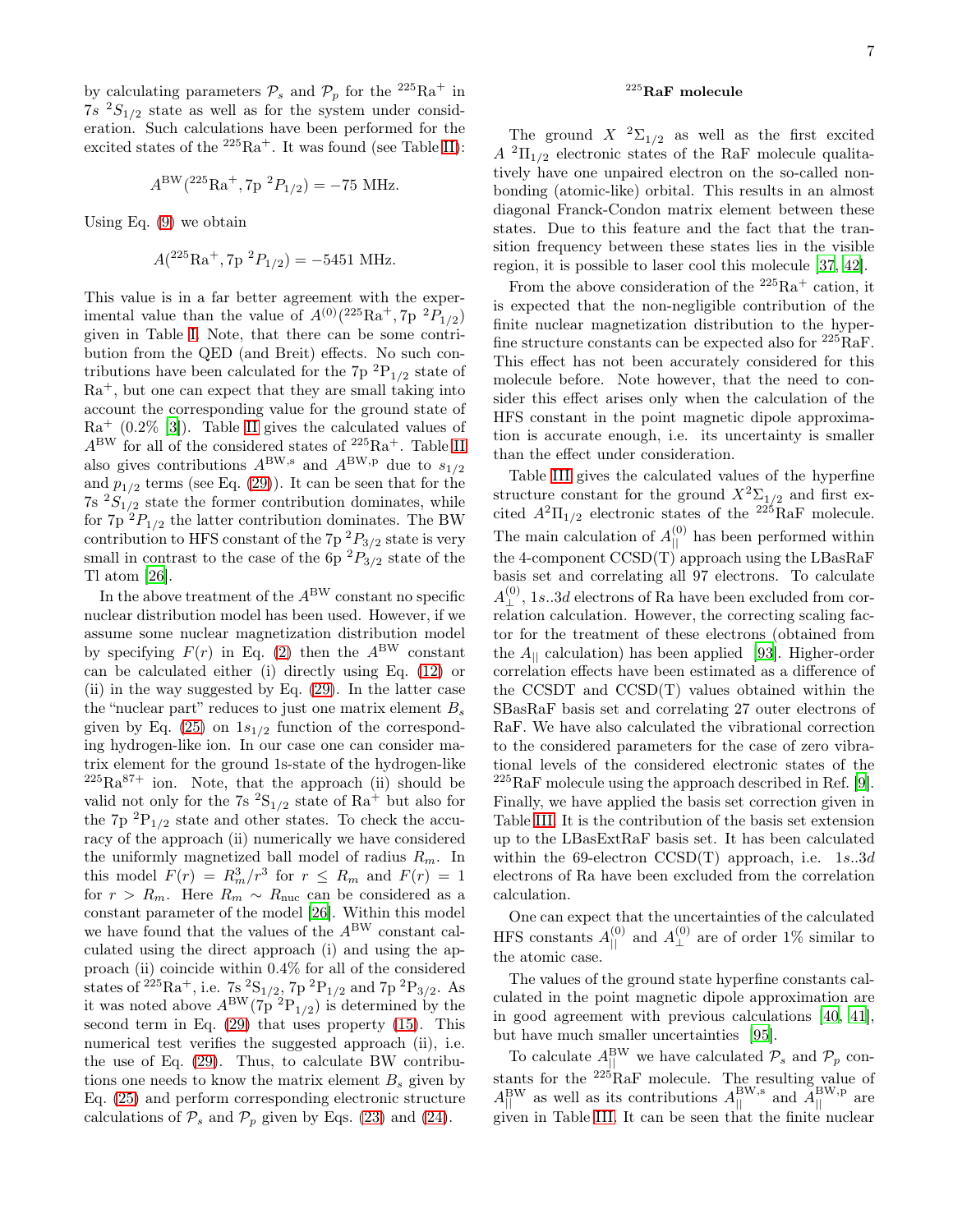by calculating parameters $\mathcal{P}_s$ and $\mathcal{P}_p$ for the $^{225}$Ra$^+$ in $7s$ $^2S_{1/2}$ state as well as for the system under consideration. Such calculations have been performed for the excited states of the $^{225}$Ra$^+$. It was found (see Table II):

$$A^{\rm BW}(^{225}{\rm Ra}^+, 7{\rm p}\ ^2P_{1/2}) = -75\ {\rm MHz}.$$

Using Eq. (9) we obtain

$$A(^{225}{\rm Ra}^+, 7{\rm p}\ ^2P_{1/2}) = -5451\ {\rm MHz}.$$

This value is in a far better agreement with the experimental value than the value of $A^{(0)}(^{225}{\rm Ra}^+, 7{\rm p}\ ^2P_{1/2})$ given in Table I. Note, that there can be some contribution from the QED (and Breit) effects. No such contributions have been calculated for the 7p $^2$P$_{1/2}$ state of Ra$^+$, but one can expect that they are small taking into account the corresponding value for the ground state of Ra$^+$ (0.2% [3]). Table II gives the calculated values of $A^{\rm BW}$ for all of the considered states of $^{225}$Ra$^+$. Table II also gives contributions $A^{\rm BW,s}$ and $A^{\rm BW,p}$ due to $s_{1/2}$ and $p_{1/2}$ terms (see Eq. (29)). It can be seen that for the 7s $^2S_{1/2}$ state the former contribution dominates, while for 7p $^2P_{1/2}$ the latter contribution dominates. The BW contribution to HFS constant of the 7p $^2P_{3/2}$ state is very small in contrast to the case of the 6p $^2P_{3/2}$ state of the Tl atom [26].

In the above treatment of the $A^{\rm BW}$ constant no specific nuclear distribution model has been used. However, if we assume some nuclear magnetization distribution model by specifying $F(r)$ in Eq. (2) then the $A^{\rm BW}$ constant can be calculated either (i) directly using Eq. (12) or (ii) in the way suggested by Eq. (29). In the latter case the "nuclear part" reduces to just one matrix element $B_s$ given by Eq. (25) on $1s_{1/2}$ function of the corresponding hydrogen-like ion. In our case one can consider matrix element for the ground 1s-state of the hydrogen-like $^{225}$Ra$^{87+}$ ion. Note, that the approach (ii) should be valid not only for the 7s $^2$S$_{1/2}$ state of Ra$^+$ but also for the 7p $^2$P$_{1/2}$ state and other states. To check the accuracy of the approach (ii) numerically we have considered the uniformly magnetized ball model of radius $R_m$. In this model $F(r) = R_m^3/r^3$ for $r \le R_m$ and $F(r) = 1$ for $r > R_m$. Here $R_m \sim R_{\rm nuc}$ can be considered as a constant parameter of the model [26]. Within this model we have found that the values of the $A^{\rm BW}$ constant calculated using the direct approach (i) and using the approach (ii) coincide within 0.4% for all of the considered states of $^{225}$Ra$^+$, i.e. 7s $^2$S$_{1/2}$, 7p $^2$P$_{1/2}$ and 7p $^2$P$_{3/2}$. As it was noted above $A^{\rm BW}$(7p $^2$P$_{1/2}$) is determined by the second term in Eq. (29) that uses property (15). This numerical test verifies the suggested approach (ii), i.e. the use of Eq. (29). Thus, to calculate BW contributions one needs to know the matrix element $B_s$ given by Eq. (25) and perform corresponding electronic structure calculations of $\mathcal{P}_s$ and $\mathcal{P}_p$ given by Eqs. (23) and (24).

### $^{225}$RaF molecule

The ground $X$ $^2\Sigma_{1/2}$ as well as the first excited $A$ $^2\Pi_{1/2}$ electronic states of the RaF molecule qualitatively have one unpaired electron on the so-called nonbonding (atomic-like) orbital. This results in an almost diagonal Franck-Condon matrix element between these states. Due to this feature and the fact that the transition frequency between these states lies in the visible region, it is possible to laser cool this molecule [37, 42].

From the above consideration of the $^{225}$Ra$^+$ cation, it is expected that the non-negligible contribution of the finite nuclear magnetization distribution to the hyperfine structure constants can be expected also for $^{225}$RaF. This effect has not been accurately considered for this molecule before. Note however, that the need to consider this effect arises only when the calculation of the HFS constant in the point magnetic dipole approximation is accurate enough, i.e. its uncertainty is smaller than the effect under consideration.

Table III gives the calculated values of the hyperfine structure constant for the ground $X^2\Sigma_{1/2}$ and first excited $A^2\Pi_{1/2}$ electronic states of the $^{225}$RaF molecule. The main calculation of $A^{(0)}_{||}$ has been performed within the 4-component CCSD(T) approach using the LBasRaF basis set and correlating all 97 electrons. To calculate $A^{(0)}_{\perp}$, $1s..3d$ electrons of Ra have been excluded from correlation calculation. However, the correcting scaling factor for the treatment of these electrons (obtained from the $A_{||}$ calculation) has been applied [93]. Higher-order correlation effects have been estimated as a difference of the CCSDT and CCSD(T) values obtained within the SBasRaF basis set and correlating 27 outer electrons of RaF. We have also calculated the vibrational correction to the considered parameters for the case of zero vibrational levels of the considered electronic states of the $^{225}$RaF molecule using the approach described in Ref. [9]. Finally, we have applied the basis set correction given in Table III. It is the contribution of the basis set extension up to the LBasExtRaF basis set. It has been calculated within the 69-electron CCSD(T) approach, i.e. $1s..3d$ electrons of Ra have been excluded from the correlation calculation.

One can expect that the uncertainties of the calculated HFS constants $A^{(0)}_{||}$ and $A^{(0)}_{\perp}$ are of order 1% similar to the atomic case.

The values of the ground state hyperfine constants calculated in the point magnetic dipole approximation are in good agreement with previous calculations [40, 41], but have much smaller uncertainties [95].

To calculate $A^{\rm BW}_{||}$ we have calculated $\mathcal{P}_s$ and $\mathcal{P}_p$ constants for the $^{225}$RaF molecule. The resulting value of $A^{\rm BW}_{||}$ as well as its contributions $A^{\rm BW,s}_{||}$ and $A^{\rm BW,p}_{||}$ are given in Table III. It can be seen that the finite nuclear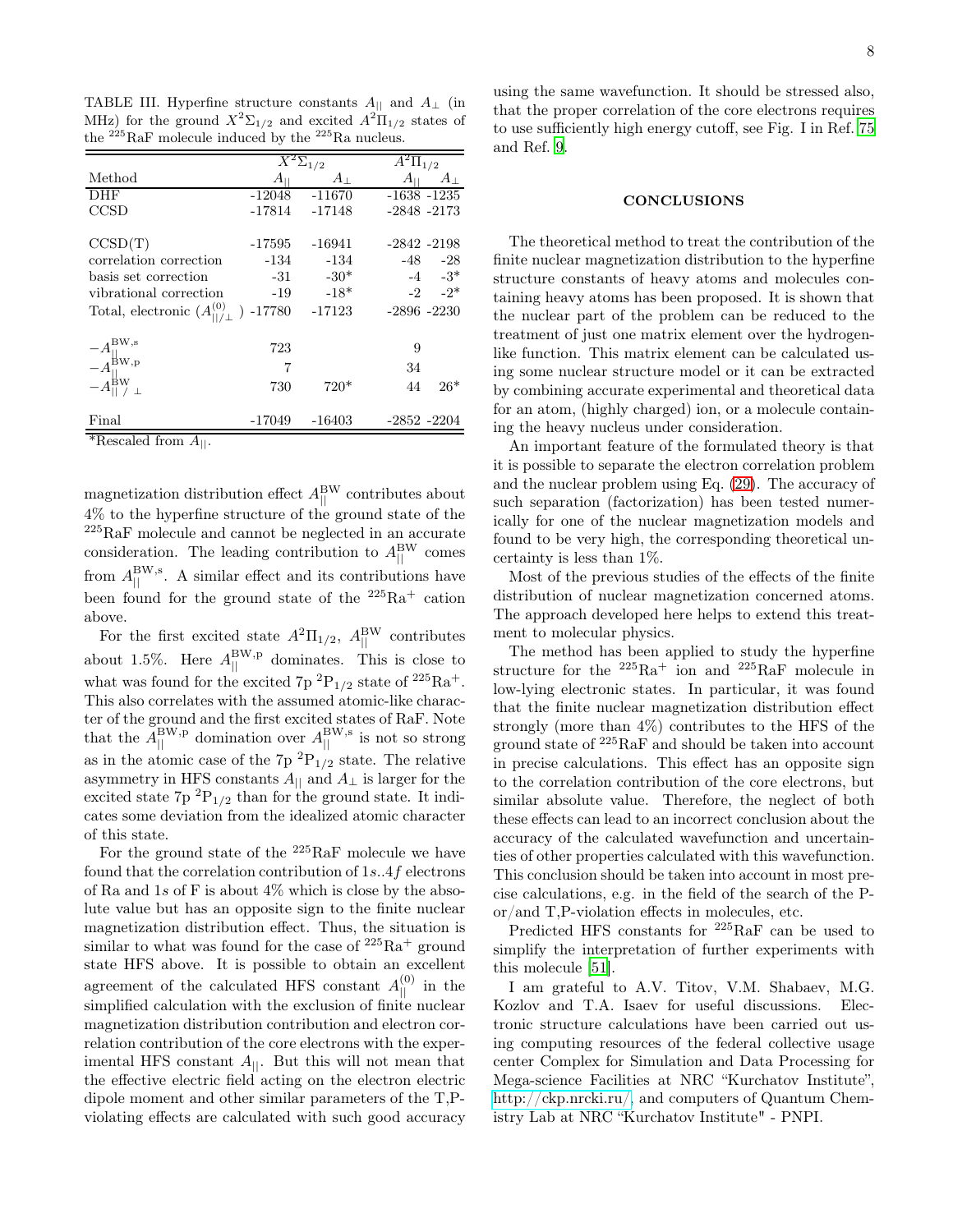TABLE III. Hyperfine structure constants $A_{||}$ and $A_{\perp}$ (in MHz) for the ground $X^2\Sigma_{1/2}$ and excited $A^2\Pi_{1/2}$ states of the $^{225}$RaF molecule induced by the $^{225}$Ra nucleus.

| | $X^2\Sigma_{1/2}$ | | $A^2\Pi_{1/2}$ | |
|---|---|---|---|---|
| Method | $A_{\vert\vert}$ | $A_{\perp}$ | $A_{\vert\vert}$ | $A_{\perp}$ |
| DHF | -12048 | -11670 | -1638 | -1235 |
| CCSD | -17814 | -17148 | -2848 | -2173 |
| | | | | |
| CCSD(T) | -17595 | -16941 | -2842 | -2198 |
| correlation correction | -134 | -134 | -48 | -28 |
| basis set correction | -31 | -30* | -4 | -3* |
| vibrational correction | -19 | -18* | -2 | -2* |
| Total, electronic ($A^{(0)}_{\vert\vert/\perp}$ ) | -17780 | -17123 | -2896 | -2230 |
| | | | | |
| $-A^{\rm BW,s}_{\vert\vert}$ | 723 | | 9 | |
| $-A^{\rm BW,p}_{\vert\vert}$ | 7 | | 34 | |
| $-A^{\rm BW}_{\vert\vert\ /\ \perp}$ | 730 | 720* | 44 | 26* |
| | | | | |
| Final | -17049 | -16403 | -2852 | -2204 |

*Rescaled from $A_{||}$.

magnetization distribution effect $A^{\rm BW}_{||}$ contributes about 4% to the hyperfine structure of the ground state of the $^{225}$RaF molecule and cannot be neglected in an accurate consideration. The leading contribution to $A^{\rm BW}_{||}$ comes from $A^{\rm BW,s}_{||}$. A similar effect and its contributions have been found for the ground state of the $^{225}$Ra$^+$ cation above.

For the first excited state $A^2\Pi_{1/2}$, $A^{\rm BW}_{||}$ contributes about 1.5%. Here $A^{\rm BW,p}_{||}$ dominates. This is close to what was found for the excited 7p $^2$P$_{1/2}$ state of $^{225}$Ra$^+$. This also correlates with the assumed atomic-like character of the ground and the first excited states of RaF. Note that the $A^{\rm BW,p}_{||}$ domination over $A^{\rm BW,s}_{||}$ is not so strong as in the atomic case of the 7p $^2$P$_{1/2}$ state. The relative asymmetry in HFS constants $A_{||}$ and $A_{\perp}$ is larger for the excited state 7p $^2$P$_{1/2}$ than for the ground state. It indicates some deviation from the idealized atomic character of this state.

For the ground state of the $^{225}$RaF molecule we have found that the correlation contribution of $1s..4f$ electrons of Ra and $1s$ of F is about 4% which is close by the absolute value but has an opposite sign to the finite nuclear magnetization distribution effect. Thus, the situation is similar to what was found for the case of $^{225}$Ra$^+$ ground state HFS above. It is possible to obtain an excellent agreement of the calculated HFS constant $A^{(0)}_{||}$ in the simplified calculation with the exclusion of finite nuclear magnetization distribution contribution and electron correlation contribution of the core electrons with the experimental HFS constant $A_{||}$. But this will not mean that the effective electric field acting on the electron electric dipole moment and other similar parameters of the T,P-violating effects are calculated with such good accuracy using the same wavefunction. It should be stressed also, that the proper correlation of the core electrons requires to use sufficiently high energy cutoff, see Fig. I in Ref. [75] and Ref. [9].

## CONCLUSIONS

The theoretical method to treat the contribution of the finite nuclear magnetization distribution to the hyperfine structure constants of heavy atoms and molecules containing heavy atoms has been proposed. It is shown that the nuclear part of the problem can be reduced to the treatment of just one matrix element over the hydrogen-like function. This matrix element can be calculated using some nuclear structure model or it can be extracted by combining accurate experimental and theoretical data for an atom, (highly charged) ion, or a molecule containing the heavy nucleus under consideration.

An important feature of the formulated theory is that it is possible to separate the electron correlation problem and the nuclear problem using Eq. (29). The accuracy of such separation (factorization) has been tested numerically for one of the nuclear magnetization models and found to be very high, the corresponding theoretical uncertainty is less than 1%.

Most of the previous studies of the effects of the finite distribution of nuclear magnetization concerned atoms. The approach developed here helps to extend this treatment to molecular physics.

The method has been applied to study the hyperfine structure for the $^{225}$Ra$^+$ ion and $^{225}$RaF molecule in low-lying electronic states. In particular, it was found that the finite nuclear magnetization distribution effect strongly (more than 4%) contributes to the HFS of the ground state of $^{225}$RaF and should be taken into account in precise calculations. This effect has an opposite sign to the correlation contribution of the core electrons, but similar absolute value. Therefore, the neglect of both these effects can lead to an incorrect conclusion about the accuracy of the calculated wavefunction and uncertainties of other properties calculated with this wavefunction. This conclusion should be taken into account in most precise calculations, e.g. in the field of the search of the P-or/and T,P-violation effects in molecules, etc.

Predicted HFS constants for $^{225}$RaF can be used to simplify the interpretation of further experiments with this molecule [51].

I am grateful to A.V. Titov, V.M. Shabaev, M.G. Kozlov and T.A. Isaev for useful discussions. Electronic structure calculations have been carried out using computing resources of the federal collective usage center Complex for Simulation and Data Processing for Mega-science Facilities at NRC "Kurchatov Institute", http://ckp.nrcki.ru/, and computers of Quantum Chemistry Lab at NRC "Kurchatov Institute" - PNPI.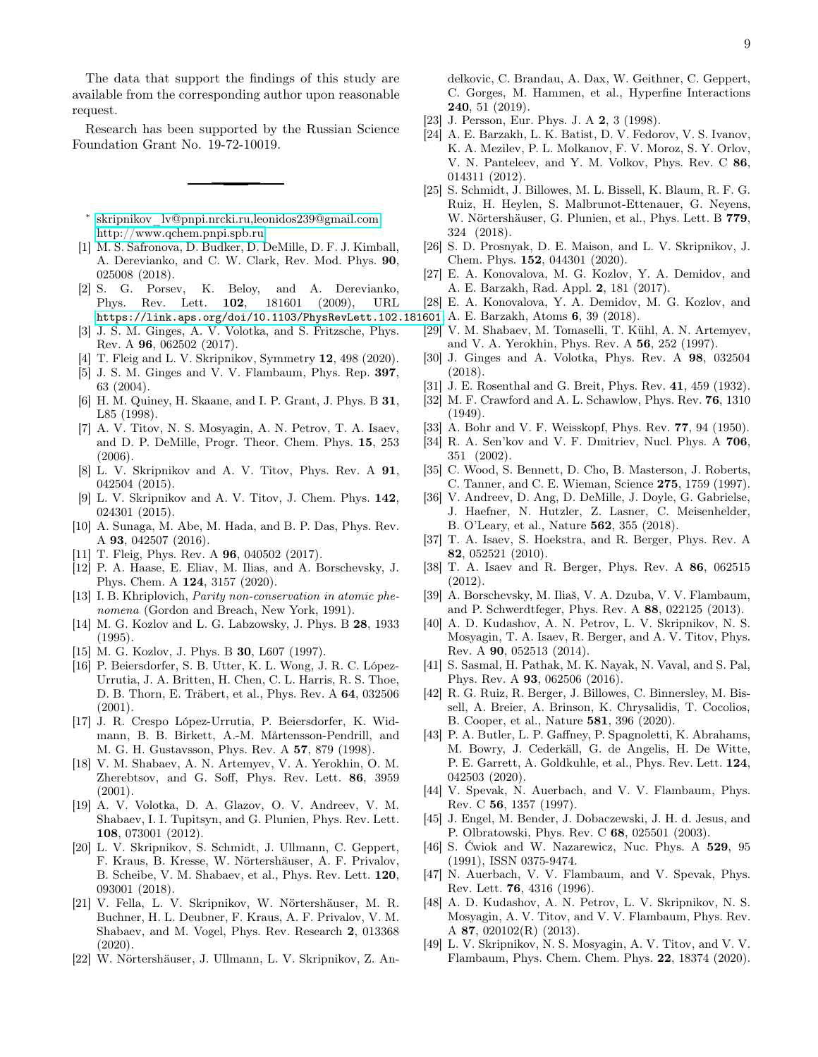The data that support the findings of this study are available from the corresponding author upon reasonable request.

Research has been supported by the Russian Science Foundation Grant No. 19-72-10019.

---

* skripnikov_lv@pnpi.nrcki.ru,leonidos239@gmail.com http://www.qchem.pnpi.spb.ru

[1] M. S. Safronova, D. Budker, D. DeMille, D. F. J. Kimball, A. Derevianko, and C. W. Clark, Rev. Mod. Phys. **90**, 025008 (2018).

[2] S. G. Porsev, K. Beloy, and A. Derevianko, Phys. Rev. Lett. **102**, 181601 (2009), URL https://link.aps.org/doi/10.1103/PhysRevLett.102.181601.

[3] J. S. M. Ginges, A. V. Volotka, and S. Fritzsche, Phys. Rev. A **96**, 062502 (2017).

[4] T. Fleig and L. V. Skripnikov, Symmetry **12**, 498 (2020).

[5] J. S. M. Ginges and V. V. Flambaum, Phys. Rep. **397**, 63 (2004).

[6] H. M. Quiney, H. Skaane, and I. P. Grant, J. Phys. B **31**, L85 (1998).

[7] A. V. Titov, N. S. Mosyagin, A. N. Petrov, T. A. Isaev, and D. P. DeMille, Progr. Theor. Chem. Phys. **15**, 253 (2006).

[8] L. V. Skripnikov and A. V. Titov, Phys. Rev. A **91**, 042504 (2015).

[9] L. V. Skripnikov and A. V. Titov, J. Chem. Phys. **142**, 024301 (2015).

[10] A. Sunaga, M. Abe, M. Hada, and B. P. Das, Phys. Rev. A **93**, 042507 (2016).

[11] T. Fleig, Phys. Rev. A **96**, 040502 (2017).

[12] P. A. Haase, E. Eliav, M. Ilias, and A. Borschevsky, J. Phys. Chem. A **124**, 3157 (2020).

[13] I. B. Khriplovich, *Parity non-conservation in atomic phenomena* (Gordon and Breach, New York, 1991).

[14] M. G. Kozlov and L. G. Labzowsky, J. Phys. B **28**, 1933 (1995).

[15] M. G. Kozlov, J. Phys. B **30**, L607 (1997).

[16] P. Beiersdorfer, S. B. Utter, K. L. Wong, J. R. C. López-Urrutia, J. A. Britten, H. Chen, C. L. Harris, R. S. Thoe, D. B. Thorn, E. Träbert, et al., Phys. Rev. A **64**, 032506 (2001).

[17] J. R. Crespo López-Urrutia, P. Beiersdorfer, K. Widmann, B. B. Birkett, A.-M. Mårtensson-Pendrill, and M. G. H. Gustavsson, Phys. Rev. A **57**, 879 (1998).

[18] V. M. Shabaev, A. N. Artemyev, V. A. Yerokhin, O. M. Zherebtsov, and G. Soff, Phys. Rev. Lett. **86**, 3959 (2001).

[19] A. V. Volotka, D. A. Glazov, O. V. Andreev, V. M. Shabaev, I. I. Tupitsyn, and G. Plunien, Phys. Rev. Lett. **108**, 073001 (2012).

[20] L. V. Skripnikov, S. Schmidt, J. Ullmann, C. Geppert, F. Kraus, B. Kresse, W. Nörtershäuser, A. F. Privalov, B. Scheibe, V. M. Shabaev, et al., Phys. Rev. Lett. **120**, 093001 (2018).

[21] V. Fella, L. V. Skripnikov, W. Nörtershäuser, M. R. Buchner, H. L. Deubner, F. Kraus, A. F. Privalov, V. M. Shabaev, and M. Vogel, Phys. Rev. Research **2**, 013368 (2020).

[22] W. Nörtershäuser, J. Ullmann, L. V. Skripnikov, Z. Andelkovic, C. Brandau, A. Dax, W. Geithner, C. Geppert, C. Gorges, M. Hammen, et al., Hyperfine Interactions **240**, 51 (2019).

[23] J. Persson, Eur. Phys. J. A **2**, 3 (1998).

[24] A. E. Barzakh, L. K. Batist, D. V. Fedorov, V. S. Ivanov, K. A. Mezilev, P. L. Molkanov, F. V. Moroz, S. Y. Orlov, V. N. Panteleev, and Y. M. Volkov, Phys. Rev. C **86**, 014311 (2012).

[25] S. Schmidt, J. Billowes, M. L. Bissell, K. Blaum, R. F. G. Ruiz, H. Heylen, S. Malbrunot-Ettenauer, G. Neyens, W. Nörtershäuser, G. Plunien, et al., Phys. Lett. B **779**, 324 (2018).

[26] S. D. Prosnyak, D. E. Maison, and L. V. Skripnikov, J. Chem. Phys. **152**, 044301 (2020).

[27] E. A. Konovalova, M. G. Kozlov, Y. A. Demidov, and A. E. Barzakh, Rad. Appl. **2**, 181 (2017).

[28] E. A. Konovalova, Y. A. Demidov, M. G. Kozlov, and A. E. Barzakh, Atoms **6**, 39 (2018).

[29] V. M. Shabaev, M. Tomaselli, T. Kühl, A. N. Artemyev, and V. A. Yerokhin, Phys. Rev. A **56**, 252 (1997).

[30] J. Ginges and A. Volotka, Phys. Rev. A **98**, 032504 (2018).

[31] J. E. Rosenthal and G. Breit, Phys. Rev. **41**, 459 (1932).

[32] M. F. Crawford and A. L. Schawlow, Phys. Rev. **76**, 1310 (1949).

[33] A. Bohr and V. F. Weisskopf, Phys. Rev. **77**, 94 (1950).

[34] R. A. Sen'kov and V. F. Dmitriev, Nucl. Phys. A **706**, 351 (2002).

[35] C. Wood, S. Bennett, D. Cho, B. Masterson, J. Roberts, C. Tanner, and C. E. Wieman, Science **275**, 1759 (1997).

[36] V. Andreev, D. Ang, D. DeMille, J. Doyle, G. Gabrielse, J. Haefner, N. Hutzler, Z. Lasner, C. Meisenhelder, B. O'Leary, et al., Nature **562**, 355 (2018).

[37] T. A. Isaev, S. Hoekstra, and R. Berger, Phys. Rev. A **82**, 052521 (2010).

[38] T. A. Isaev and R. Berger, Phys. Rev. A **86**, 062515 (2012).

[39] A. Borschevsky, M. Iliaš, V. A. Dzuba, V. V. Flambaum, and P. Schwerdtfeger, Phys. Rev. A **88**, 022125 (2013).

[40] A. D. Kudashov, A. N. Petrov, L. V. Skripnikov, N. S. Mosyagin, T. A. Isaev, R. Berger, and A. V. Titov, Phys. Rev. A **90**, 052513 (2014).

[41] S. Sasmal, H. Pathak, M. K. Nayak, N. Vaval, and S. Pal, Phys. Rev. A **93**, 062506 (2016).

[42] R. G. Ruiz, R. Berger, J. Billowes, C. Binnersley, M. Bissell, A. Breier, A. Brinson, K. Chrysalidis, T. Cocolios, B. Cooper, et al., Nature **581**, 396 (2020).

[43] P. A. Butler, L. P. Gaffney, P. Spagnoletti, K. Abrahams, M. Bowry, J. Cederkäll, G. de Angelis, H. De Witte, P. E. Garrett, A. Goldkuhle, et al., Phys. Rev. Lett. **124**, 042503 (2020).

[44] V. Spevak, N. Auerbach, and V. V. Flambaum, Phys. Rev. C **56**, 1357 (1997).

[45] J. Engel, M. Bender, J. Dobaczewski, J. H. d. Jesus, and P. Olbratowski, Phys. Rev. C **68**, 025501 (2003).

[46] S. Ćwiok and W. Nazarewicz, Nuc. Phys. A **529**, 95 (1991), ISSN 0375-9474.

[47] N. Auerbach, V. V. Flambaum, and V. Spevak, Phys. Rev. Lett. **76**, 4316 (1996).

[48] A. D. Kudashov, A. N. Petrov, L. V. Skripnikov, N. S. Mosyagin, A. V. Titov, and V. V. Flambaum, Phys. Rev. A **87**, 020102(R) (2013).

[49] L. V. Skripnikov, N. S. Mosyagin, A. V. Titov, and V. V. Flambaum, Phys. Chem. Chem. Phys. **22**, 18374 (2020).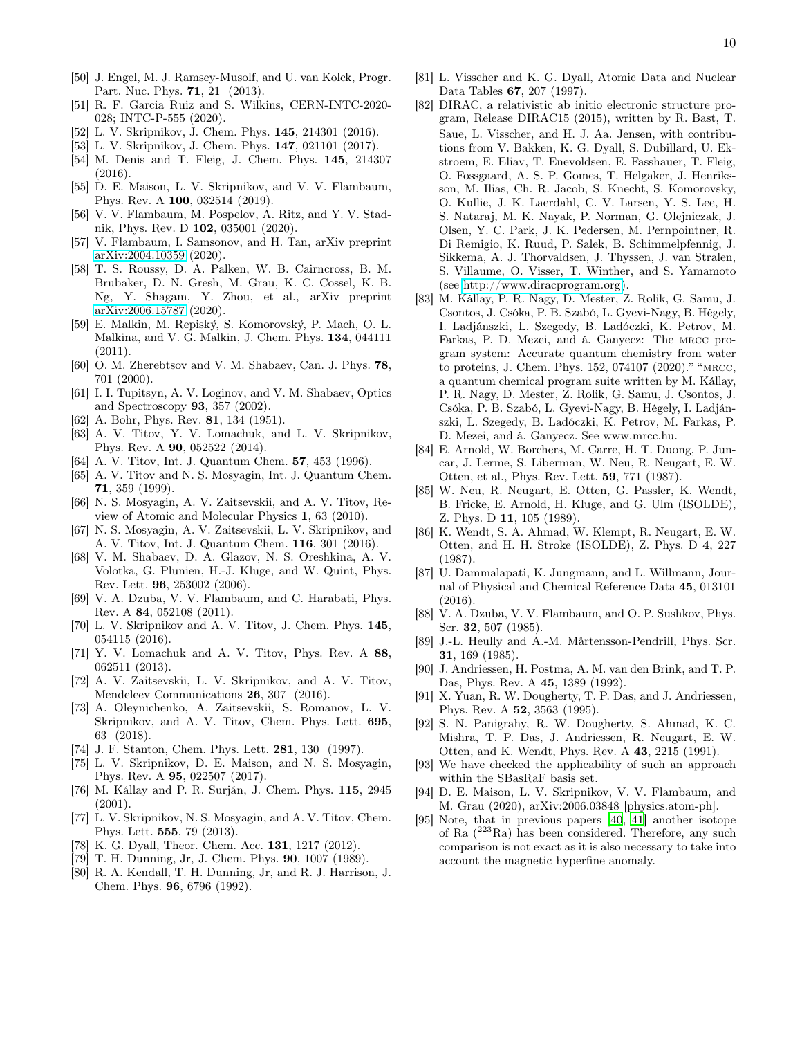[50] J. Engel, M. J. Ramsey-Musolf, and U. van Kolck, Progr. Part. Nuc. Phys. **71**, 21 (2013).

[51] R. F. Garcia Ruiz and S. Wilkins, CERN-INTC-2020-028; INTC-P-555 (2020).

[52] L. V. Skripnikov, J. Chem. Phys. **145**, 214301 (2016).

[53] L. V. Skripnikov, J. Chem. Phys. **147**, 021101 (2017).

[54] M. Denis and T. Fleig, J. Chem. Phys. **145**, 214307 (2016).

[55] D. E. Maison, L. V. Skripnikov, and V. V. Flambaum, Phys. Rev. A **100**, 032514 (2019).

[56] V. V. Flambaum, M. Pospelov, A. Ritz, and Y. V. Stadnik, Phys. Rev. D **102**, 035001 (2020).

[57] V. Flambaum, I. Samsonov, and H. Tan, arXiv preprint arXiv:2004.10359 (2020).

[58] T. S. Roussy, D. A. Palken, W. B. Cairncross, B. M. Brubaker, D. N. Gresh, M. Grau, K. C. Cossel, K. B. Ng, Y. Shagam, Y. Zhou, et al., arXiv preprint arXiv:2006.15787 (2020).

[59] E. Malkin, M. Repiský, S. Komorovský, P. Mach, O. L. Malkina, and V. G. Malkin, J. Chem. Phys. **134**, 044111 (2011).

[60] O. M. Zherebtsov and V. M. Shabaev, Can. J. Phys. **78**, 701 (2000).

[61] I. I. Tupitsyn, A. V. Loginov, and V. M. Shabaev, Optics and Spectroscopy **93**, 357 (2002).

[62] A. Bohr, Phys. Rev. **81**, 134 (1951).

[63] A. V. Titov, Y. V. Lomachuk, and L. V. Skripnikov, Phys. Rev. A **90**, 052522 (2014).

[64] A. V. Titov, Int. J. Quantum Chem. **57**, 453 (1996).

[65] A. V. Titov and N. S. Mosyagin, Int. J. Quantum Chem. **71**, 359 (1999).

[66] N. S. Mosyagin, A. V. Zaitsevskii, and A. V. Titov, Review of Atomic and Molecular Physics **1**, 63 (2010).

[67] N. S. Mosyagin, A. V. Zaitsevskii, L. V. Skripnikov, and A. V. Titov, Int. J. Quantum Chem. **116**, 301 (2016).

[68] V. M. Shabaev, D. A. Glazov, N. S. Oreshkina, A. V. Volotka, G. Plunien, H.-J. Kluge, and W. Quint, Phys. Rev. Lett. **96**, 253002 (2006).

[69] V. A. Dzuba, V. V. Flambaum, and C. Harabati, Phys. Rev. A **84**, 052108 (2011).

[70] L. V. Skripnikov and A. V. Titov, J. Chem. Phys. **145**, 054115 (2016).

[71] Y. V. Lomachuk and A. V. Titov, Phys. Rev. A **88**, 062511 (2013).

[72] A. V. Zaitsevskii, L. V. Skripnikov, and A. V. Titov, Mendeleev Communications **26**, 307 (2016).

[73] A. Oleynichenko, A. Zaitsevskii, S. Romanov, L. V. Skripnikov, and A. V. Titov, Chem. Phys. Lett. **695**, 63 (2018).

[74] J. F. Stanton, Chem. Phys. Lett. **281**, 130 (1997).

[75] L. V. Skripnikov, D. E. Maison, and N. S. Mosyagin, Phys. Rev. A **95**, 022507 (2017).

[76] M. Kállay and P. R. Surján, J. Chem. Phys. **115**, 2945 (2001).

[77] L. V. Skripnikov, N. S. Mosyagin, and A. V. Titov, Chem. Phys. Lett. **555**, 79 (2013).

[78] K. G. Dyall, Theor. Chem. Acc. **131**, 1217 (2012).

[79] T. H. Dunning, Jr, J. Chem. Phys. **90**, 1007 (1989).

[80] R. A. Kendall, T. H. Dunning, Jr, and R. J. Harrison, J. Chem. Phys. **96**, 6796 (1992).

[81] L. Visscher and K. G. Dyall, Atomic Data and Nuclear Data Tables **67**, 207 (1997).

[82] DIRAC, a relativistic ab initio electronic structure program, Release DIRAC15 (2015), written by R. Bast, T. Saue, L. Visscher, and H. J. Aa. Jensen, with contributions from V. Bakken, K. G. Dyall, S. Dubillard, U. Ekstroem, E. Eliav, T. Enevoldsen, E. Fasshauer, T. Fleig, O. Fossgaard, A. S. P. Gomes, T. Helgaker, J. Henriksson, M. Ilias, Ch. R. Jacob, S. Knecht, S. Komorovsky, O. Kullie, J. K. Laerdahl, C. V. Larsen, Y. S. Lee, H. S. Nataraj, M. K. Nayak, P. Norman, G. Olejniczak, J. Olsen, Y. C. Park, J. K. Pedersen, M. Pernpointner, R. Di Remigio, K. Ruud, P. Salek, B. Schimmelpfennig, J. Sikkema, A. J. Thorvaldsen, J. Thyssen, J. van Stralen, S. Villaume, O. Visser, T. Winther, and S. Yamamoto (see http://www.diracprogram.org).

[83] M. Kállay, P. R. Nagy, D. Mester, Z. Rolik, G. Samu, J. Csontos, J. Csóka, P. B. Szabó, L. Gyevi-Nagy, B. Hégely, I. Ladjánszki, L. Szegedy, B. Ladóczki, K. Petrov, M. Farkas, P. D. Mezei, and á. Ganyecz: The MRCC program system: Accurate quantum chemistry from water to proteins, J. Chem. Phys. 152, 074107 (2020)." "MRCC, a quantum chemical program suite written by M. Kállay, P. R. Nagy, D. Mester, Z. Rolik, G. Samu, J. Csontos, J. Csóka, P. B. Szabó, L. Gyevi-Nagy, B. Hégely, I. Ladjánszki, L. Szegedy, B. Ladóczki, K. Petrov, M. Farkas, P. D. Mezei, and á. Ganyecz. See www.mrcc.hu.

[84] E. Arnold, W. Borchers, M. Carre, H. T. Duong, P. Juncar, J. Lerme, S. Liberman, W. Neu, R. Neugart, E. W. Otten, et al., Phys. Rev. Lett. **59**, 771 (1987).

[85] W. Neu, R. Neugart, E. Otten, G. Passler, K. Wendt, B. Fricke, E. Arnold, H. Kluge, and G. Ulm (ISOLDE), Z. Phys. D **11**, 105 (1989).

[86] K. Wendt, S. A. Ahmad, W. Klempt, R. Neugart, E. W. Otten, and H. H. Stroke (ISOLDE), Z. Phys. D **4**, 227 (1987).

[87] U. Dammalapati, K. Jungmann, and L. Willmann, Journal of Physical and Chemical Reference Data **45**, 013101 (2016).

[88] V. A. Dzuba, V. V. Flambaum, and O. P. Sushkov, Phys. Scr. **32**, 507 (1985).

[89] J.-L. Heully and A.-M. Mårtensson-Pendrill, Phys. Scr. **31**, 169 (1985).

[90] J. Andriessen, H. Postma, A. M. van den Brink, and T. P. Das, Phys. Rev. A **45**, 1389 (1992).

[91] X. Yuan, R. W. Dougherty, T. P. Das, and J. Andriessen, Phys. Rev. A **52**, 3563 (1995).

[92] S. N. Panigrahy, R. W. Dougherty, S. Ahmad, K. C. Mishra, T. P. Das, J. Andriessen, R. Neugart, E. W. Otten, and K. Wendt, Phys. Rev. A **43**, 2215 (1991).

[93] We have checked the applicability of such an approach within the SBasRaF basis set.

[94] D. E. Maison, L. V. Skripnikov, V. V. Flambaum, and M. Grau (2020), arXiv:2006.03848 [physics.atom-ph].

[95] Note, that in previous papers [40, 41] another isotope of Ra ($^{223}$Ra) has been considered. Therefore, any such comparison is not exact as it is also necessary to take into account the magnetic hyperfine anomaly.